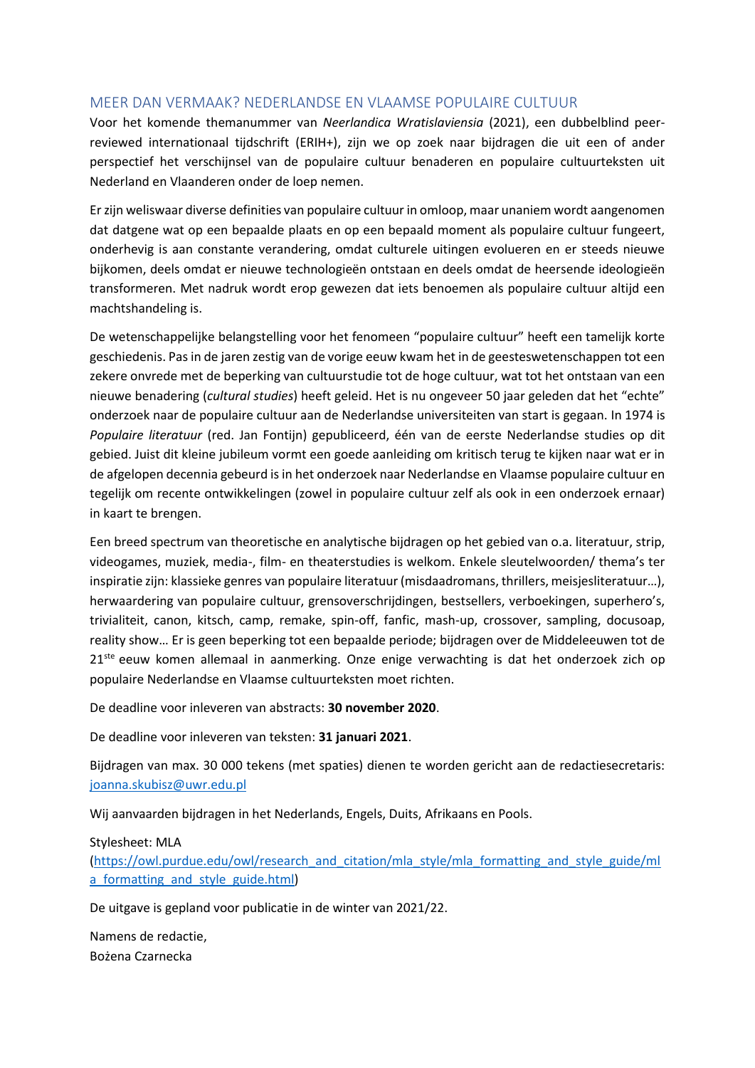## MEER DAN VERMAAK? NEDERLANDSE EN VLAAMSE POPULAIRE CULTUUR

Voor het komende themanummer van *Neerlandica Wratislaviensia* (2021), een dubbelblind peer-reviewed internationaal tijdschrift (ERIH+), zijn we op zoek naar bijdragen die uit een of ander perspectief het verschijnsel van de populaire cultuur benaderen en populaire cultuurteksten uit Nederland en Vlaanderen onder de loep nemen.

Er zijn weliswaar diverse definities van populaire cultuur in omloop, maar unaniem wordt aangenomen dat datgene wat op een bepaalde plaats en op een bepaald moment als populaire cultuur fungeert, onderhevig is aan constante verandering, omdat culturele uitingen evolueren en er steeds nieuwe bijkomen, deels omdat er nieuwe technologieën ontstaan en deels omdat de heersende ideologieën transformeren. Met nadruk wordt erop gewezen dat iets benoemen als populaire cultuur altijd een machtshandeling is.

De wetenschappelijke belangstelling voor het fenomeen "populaire cultuur" heeft een tamelijk korte geschiedenis. Pas in de jaren zestig van de vorige eeuw kwam het in de geesteswetenschappen tot een zekere onvrede met de beperking van cultuurstudie tot de hoge cultuur, wat tot het ontstaan van een nieuwe benadering (*cultural studies*) heeft geleid. Het is nu ongeveer 50 jaar geleden dat het "echte" onderzoek naar de populaire cultuur aan de Nederlandse universiteiten van start is gegaan. In 1974 is *Populaire literatuur* (red. Jan Fontijn) gepubliceerd, één van de eerste Nederlandse studies op dit gebied. Juist dit kleine jubileum vormt een goede aanleiding om kritisch terug te kijken naar wat er in de afgelopen decennia gebeurd is in het onderzoek naar Nederlandse en Vlaamse populaire cultuur en tegelijk om recente ontwikkelingen (zowel in populaire cultuur zelf als ook in een onderzoek ernaar) in kaart te brengen.

Een breed spectrum van theoretische en analytische bijdragen op het gebied van o.a. literatuur, strip, videogames, muziek, media-, film- en theaterstudies is welkom. Enkele sleutelwoorden/ thema's ter inspiratie zijn: klassieke genres van populaire literatuur (misdaadromans, thrillers, meisjesliteratuur…), herwaardering van populaire cultuur, grensoverschrijdingen, bestsellers, verboekingen, superhero's, trivialiteit, canon, kitsch, camp, remake, spin-off, fanfic, mash-up, crossover, sampling, docusoap, reality show… Er is geen beperking tot een bepaalde periode; bijdragen over de Middeleeuwen tot de 21ste eeuw komen allemaal in aanmerking. Onze enige verwachting is dat het onderzoek zich op populaire Nederlandse en Vlaamse cultuurteksten moet richten.

De deadline voor inleveren van abstracts: **30 november 2020**.

De deadline voor inleveren van teksten: **31 januari 2021**.

Bijdragen van max. 30 000 tekens (met spaties) dienen te worden gericht aan de redactiesecretaris: joanna.skubisz@uwr.edu.pl

Wij aanvaarden bijdragen in het Nederlands, Engels, Duits, Afrikaans en Pools.

Stylesheet: MLA (https://owl.purdue.edu/owl/research_and_citation/mla_style/mla_formatting_and_style_guide/mla_formatting_and_style_guide.html)

De uitgave is gepland voor publicatie in de winter van 2021/22.

Namens de redactie,
Bożena Czarnecka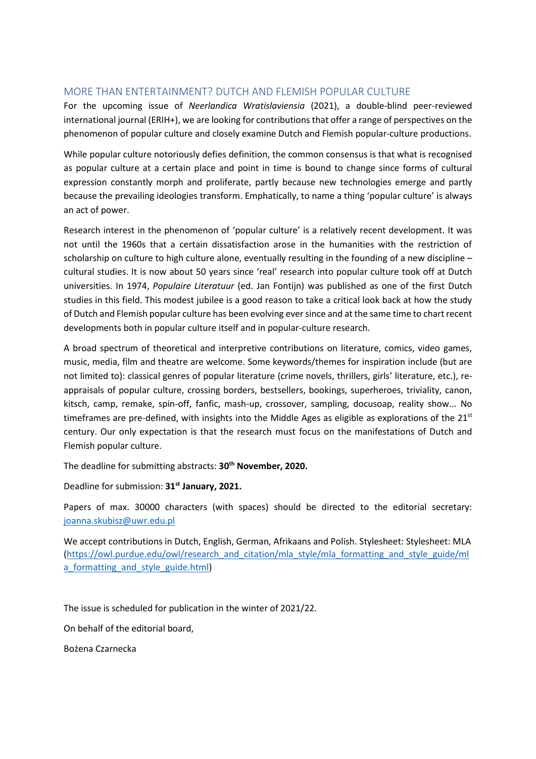## MORE THAN ENTERTAINMENT? DUTCH AND FLEMISH POPULAR CULTURE

For the upcoming issue of *Neerlandica Wratislaviensia* (2021), a double-blind peer-reviewed international journal (ERIH+), we are looking for contributions that offer a range of perspectives on the phenomenon of popular culture and closely examine Dutch and Flemish popular-culture productions.

While popular culture notoriously defies definition, the common consensus is that what is recognised as popular culture at a certain place and point in time is bound to change since forms of cultural expression constantly morph and proliferate, partly because new technologies emerge and partly because the prevailing ideologies transform. Emphatically, to name a thing 'popular culture' is always an act of power.

Research interest in the phenomenon of 'popular culture' is a relatively recent development. It was not until the 1960s that a certain dissatisfaction arose in the humanities with the restriction of scholarship on culture to high culture alone, eventually resulting in the founding of a new discipline – cultural studies. It is now about 50 years since 'real' research into popular culture took off at Dutch universities. In 1974, *Populaire Literatuur* (ed. Jan Fontijn) was published as one of the first Dutch studies in this field. This modest jubilee is a good reason to take a critical look back at how the study of Dutch and Flemish popular culture has been evolving ever since and at the same time to chart recent developments both in popular culture itself and in popular-culture research.

A broad spectrum of theoretical and interpretive contributions on literature, comics, video games, music, media, film and theatre are welcome. Some keywords/themes for inspiration include (but are not limited to): classical genres of popular literature (crime novels, thrillers, girls' literature, etc.), re-appraisals of popular culture, crossing borders, bestsellers, bookings, superheroes, triviality, canon, kitsch, camp, remake, spin-off, fanfic, mash-up, crossover, sampling, docusoap, reality show... No timeframes are pre-defined, with insights into the Middle Ages as eligible as explorations of the 21st century. Our only expectation is that the research must focus on the manifestations of Dutch and Flemish popular culture.

The deadline for submitting abstracts: **30th November, 2020.**

Deadline for submission: **31st January, 2021.**

Papers of max. 30000 characters (with spaces) should be directed to the editorial secretary: joanna.skubisz@uwr.edu.pl

We accept contributions in Dutch, English, German, Afrikaans and Polish. Stylesheet: Stylesheet: MLA (https://owl.purdue.edu/owl/research_and_citation/mla_style/mla_formatting_and_style_guide/mla_formatting_and_style_guide.html)

The issue is scheduled for publication in the winter of 2021/22.

On behalf of the editorial board,

Bożena Czarnecka